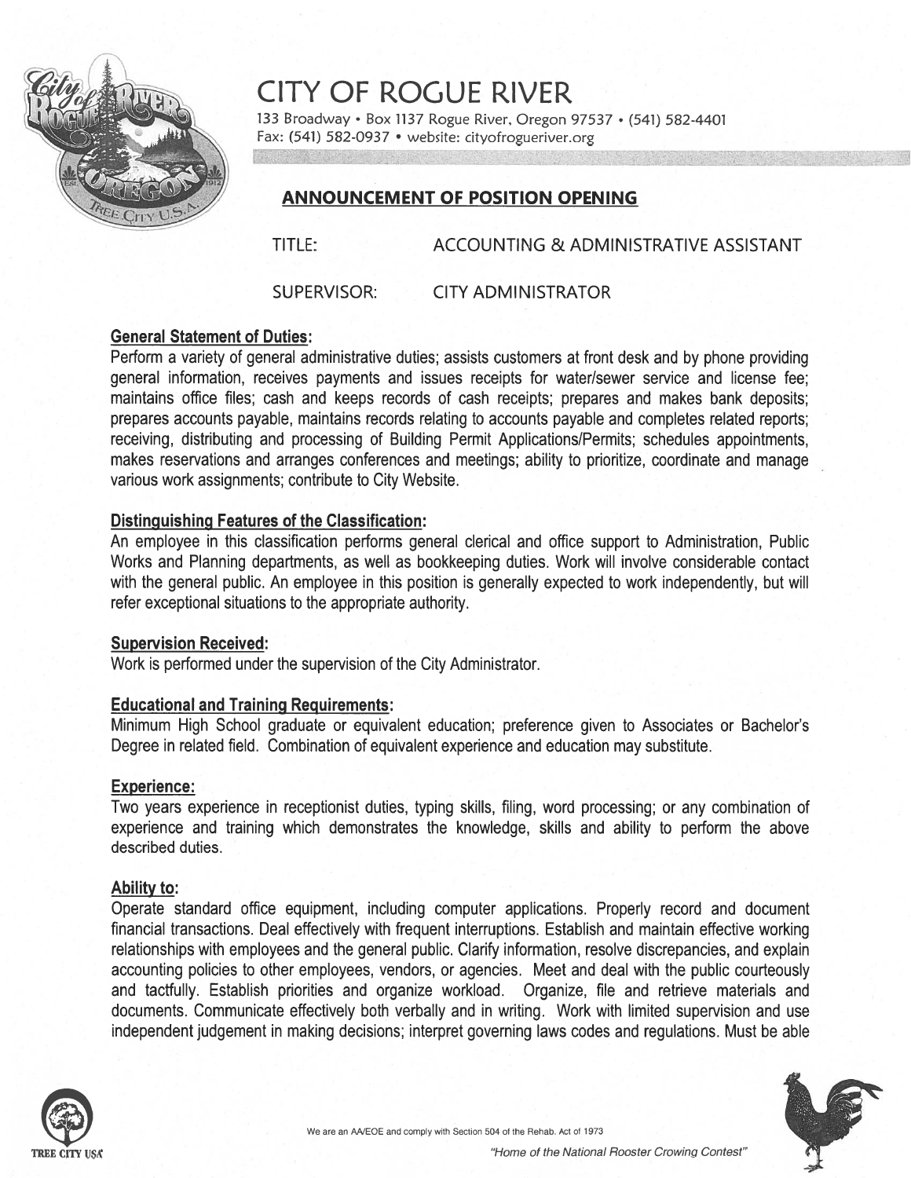# CITY OF ROGUE RIVER

133 Broadway • Box 1137 Rogue River, Oregon 97537 • (541) 582-4401
Fax: (541) 582-0937 • website: cityofrogueriver.org

## ANNOUNCEMENT OF POSITION OPENING

TITLE: ACCOUNTING & ADMINISTRATIVE ASSISTANT

SUPERVISOR: CITY ADMINISTRATOR

**General Statement of Duties:**

Perform a variety of general administrative duties; assists customers at front desk and by phone providing general information, receives payments and issues receipts for water/sewer service and license fee; maintains office files; cash and keeps records of cash receipts; prepares and makes bank deposits; prepares accounts payable, maintains records relating to accounts payable and completes related reports; receiving, distributing and processing of Building Permit Applications/Permits; schedules appointments, makes reservations and arranges conferences and meetings; ability to prioritize, coordinate and manage various work assignments; contribute to City Website.

**Distinguishing Features of the Classification:**

An employee in this classification performs general clerical and office support to Administration, Public Works and Planning departments, as well as bookkeeping duties. Work will involve considerable contact with the general public. An employee in this position is generally expected to work independently, but will refer exceptional situations to the appropriate authority.

**Supervision Received:**

Work is performed under the supervision of the City Administrator.

**Educational and Training Requirements:**

Minimum High School graduate or equivalent education; preference given to Associates or Bachelor's Degree in related field. Combination of equivalent experience and education may substitute.

**Experience:**

Two years experience in receptionist duties, typing skills, filing, word processing; or any combination of experience and training which demonstrates the knowledge, skills and ability to perform the above described duties.

**Ability to:**

Operate standard office equipment, including computer applications. Properly record and document financial transactions. Deal effectively with frequent interruptions. Establish and maintain effective working relationships with employees and the general public. Clarify information, resolve discrepancies, and explain accounting policies to other employees, vendors, or agencies. Meet and deal with the public courteously and tactfully. Establish priorities and organize workload. Organize, file and retrieve materials and documents. Communicate effectively both verbally and in writing. Work with limited supervision and use independent judgement in making decisions; interpret governing laws codes and regulations. Must be able

We are an AA/EOE and comply with Section 504 of the Rehab. Act of 1973

*"Home of the National Rooster Crowing Contest"*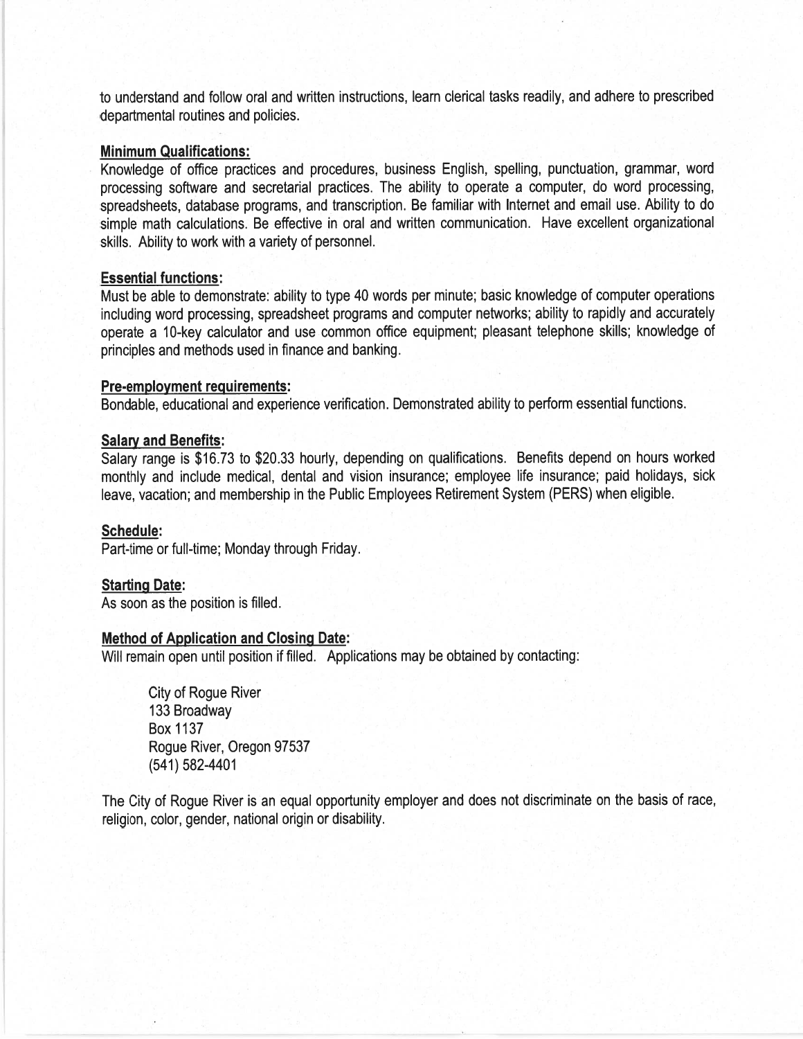to understand and follow oral and written instructions, learn clerical tasks readily, and adhere to prescribed departmental routines and policies.

**Minimum Qualifications:**

Knowledge of office practices and procedures, business English, spelling, punctuation, grammar, word processing software and secretarial practices. The ability to operate a computer, do word processing, spreadsheets, database programs, and transcription. Be familiar with Internet and email use. Ability to do simple math calculations. Be effective in oral and written communication. Have excellent organizational skills. Ability to work with a variety of personnel.

**Essential functions:**

Must be able to demonstrate: ability to type 40 words per minute; basic knowledge of computer operations including word processing, spreadsheet programs and computer networks; ability to rapidly and accurately operate a 10-key calculator and use common office equipment; pleasant telephone skills; knowledge of principles and methods used in finance and banking.

**Pre-employment requirements:**

Bondable, educational and experience verification. Demonstrated ability to perform essential functions.

**Salary and Benefits:**

Salary range is $16.73 to $20.33 hourly, depending on qualifications. Benefits depend on hours worked monthly and include medical, dental and vision insurance; employee life insurance; paid holidays, sick leave, vacation; and membership in the Public Employees Retirement System (PERS) when eligible.

**Schedule:**

Part-time or full-time; Monday through Friday.

**Starting Date:**

As soon as the position is filled.

**Method of Application and Closing Date:**

Will remain open until position if filled. Applications may be obtained by contacting:

City of Rogue River  
133 Broadway  
Box 1137  
Rogue River, Oregon 97537  
(541) 582-4401

The City of Rogue River is an equal opportunity employer and does not discriminate on the basis of race, religion, color, gender, national origin or disability.